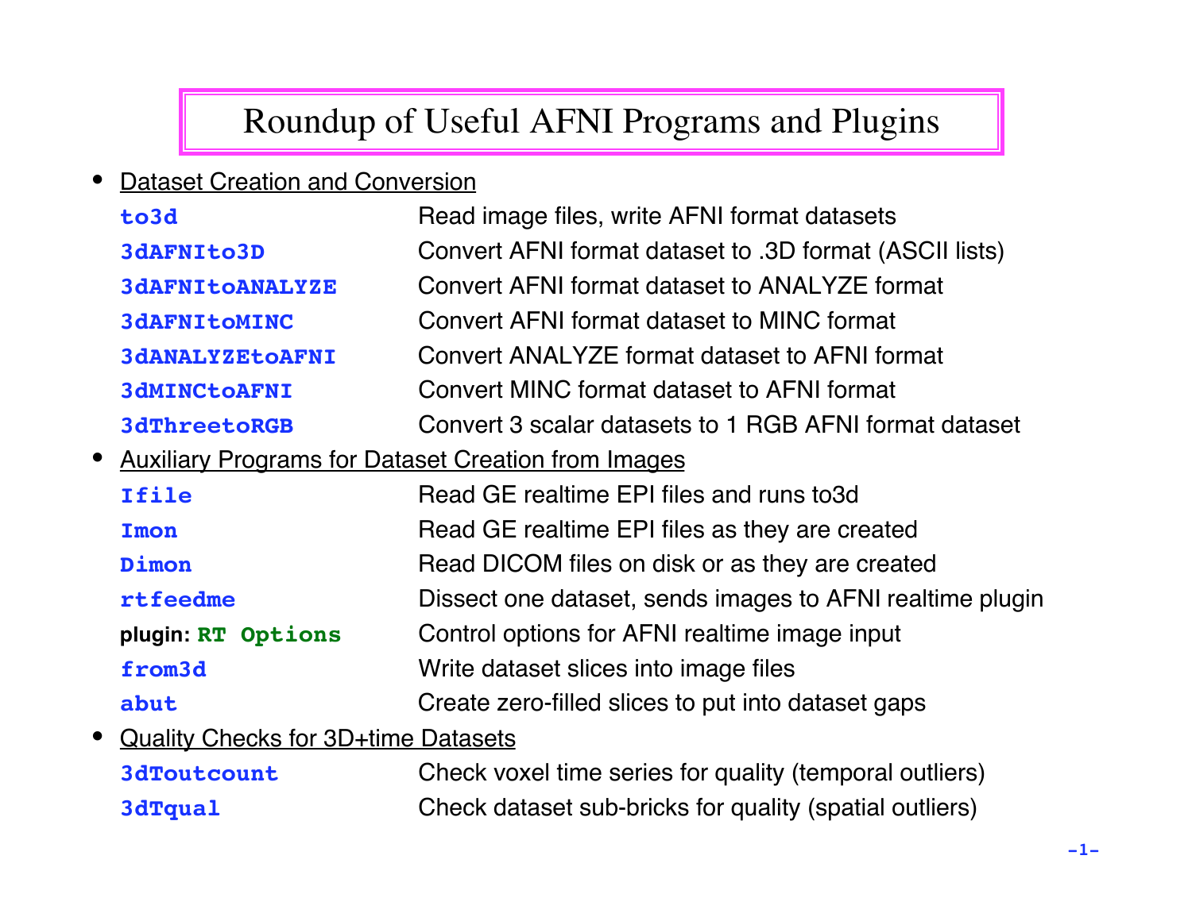# Roundup of Useful AFNI Programs and Plugins

- Dataset Creation and Conversion

| | |
|---|---|
| **to3d** | Read image files, write AFNI format datasets |
| **3dAFNIto3D** | Convert AFNI format dataset to .3D format (ASCII lists) |
| **3dAFNItoANALYZE** | Convert AFNI format dataset to ANALYZE format |
| **3dAFNItoMINC** | Convert AFNI format dataset to MINC format |
| **3dANALYZEtoAFNI** | Convert ANALYZE format dataset to AFNI format |
| **3dMINCtoAFNI** | Convert MINC format dataset to AFNI format |
| **3dThreetoRGB** | Convert 3 scalar datasets to 1 RGB AFNI format dataset |

- Auxiliary Programs for Dataset Creation from Images

| | |
|---|---|
| **Ifile** | Read GE realtime EPI files and runs to3d |
| **Imon** | Read GE realtime EPI files as they are created |
| **Dimon** | Read DICOM files on disk or as they are created |
| **rtfeedme** | Dissect one dataset, sends images to AFNI realtime plugin |
| **plugin: RT Options** | Control options for AFNI realtime image input |
| **from3d** | Write dataset slices into image files |
| **abut** | Create zero-filled slices to put into dataset gaps |

- Quality Checks for 3D+time Datasets

| | |
|---|---|
| **3dToutcount** | Check voxel time series for quality (temporal outliers) |
| **3dTqual** | Check dataset sub-bricks for quality (spatial outliers) |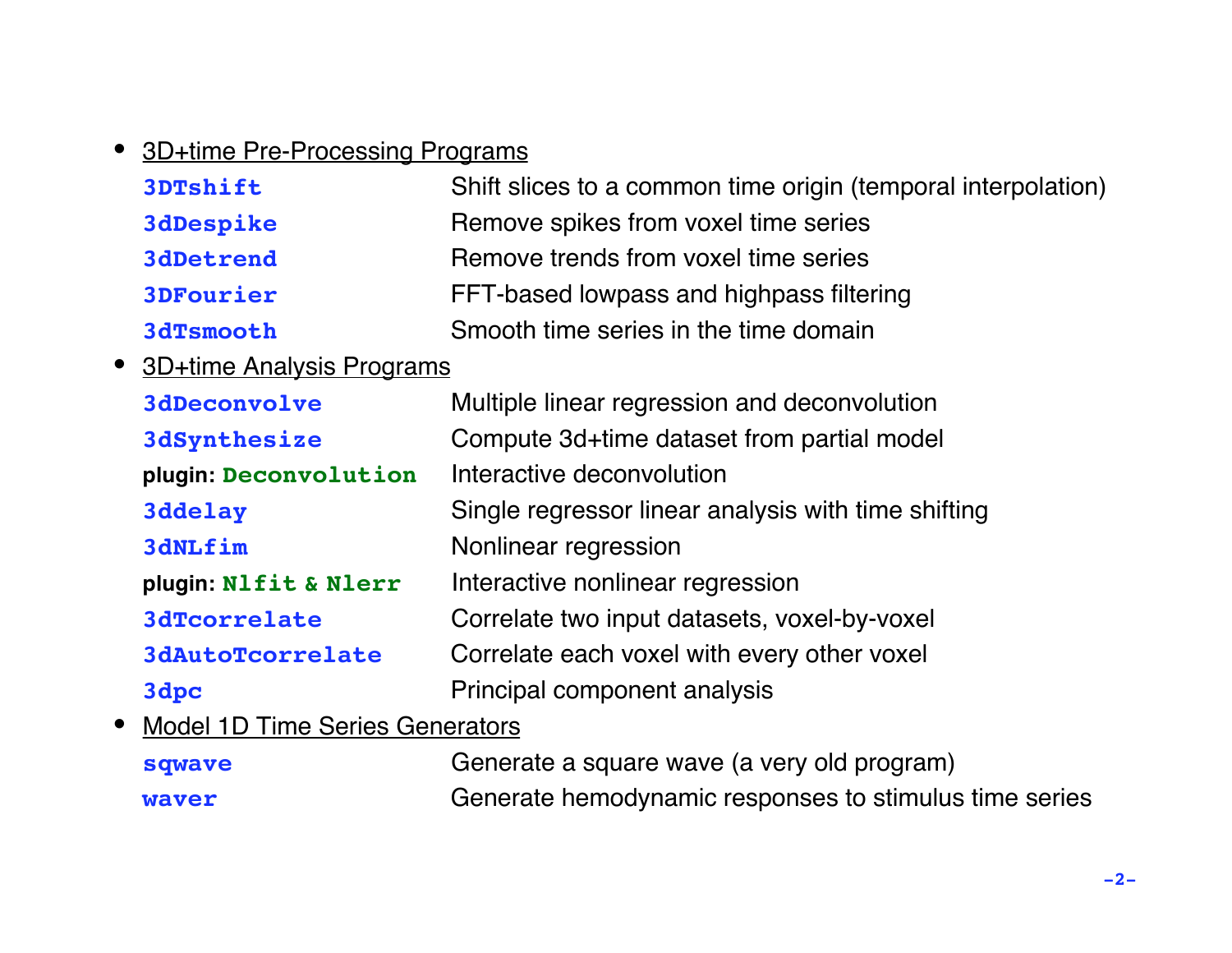- <u>3D+time Pre-Processing Programs</u>

| | |
|---|---|
| `3DTshift` | Shift slices to a common time origin (temporal interpolation) |
| `3dDespike` | Remove spikes from voxel time series |
| `3dDetrend` | Remove trends from voxel time series |
| `3DFourier` | FFT-based lowpass and highpass filtering |
| `3dTsmooth` | Smooth time series in the time domain |

- <u>3D+time Analysis Programs</u>

| | |
|---|---|
| `3dDeconvolve` | Multiple linear regression and deconvolution |
| `3dSynthesize` | Compute 3d+time dataset from partial model |
| **plugin:** `Deconvolution` | Interactive deconvolution |
| `3ddelay` | Single regressor linear analysis with time shifting |
| `3dNLfim` | Nonlinear regression |
| **plugin:** `Nlfit & Nlerr` | Interactive nonlinear regression |
| `3dTcorrelate` | Correlate two input datasets, voxel-by-voxel |
| `3dAutoTcorrelate` | Correlate each voxel with every other voxel |
| `3dpc` | Principal component analysis |

- <u>Model 1D Time Series Generators</u>

| | |
|---|---|
| `sqwave` | Generate a square wave (a very old program) |
| `waver` | Generate hemodynamic responses to stimulus time series |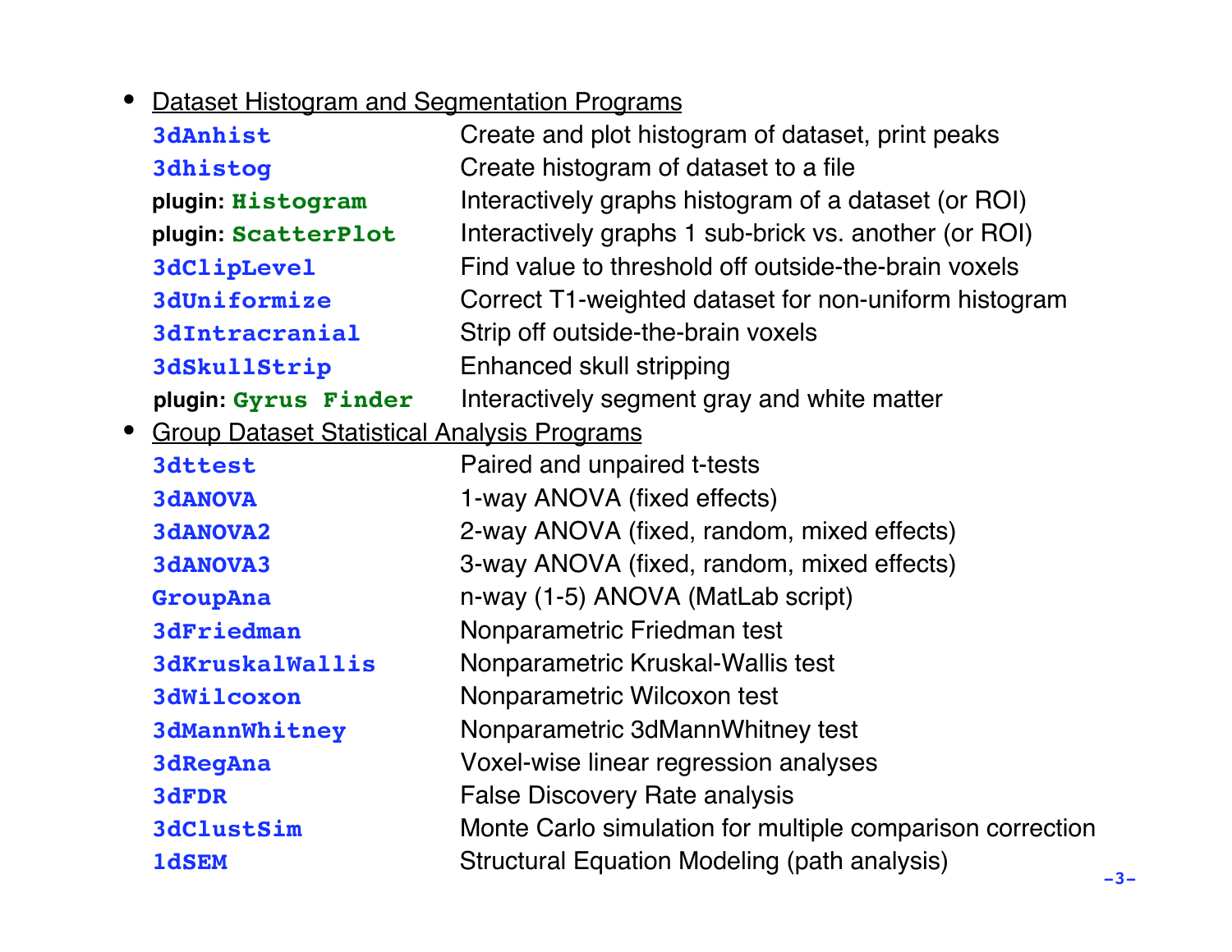- <u>Dataset Histogram and Segmentation Programs</u>

| | |
|---|---|
| **3dAnhist** | Create and plot histogram of dataset, print peaks |
| **3dhistog** | Create histogram of dataset to a file |
| plugin: **Histogram** | Interactively graphs histogram of a dataset (or ROI) |
| plugin: **ScatterPlot** | Interactively graphs 1 sub-brick vs. another (or ROI) |
| **3dClipLevel** | Find value to threshold off outside-the-brain voxels |
| **3dUniformize** | Correct T1-weighted dataset for non-uniform histogram |
| **3dIntracranial** | Strip off outside-the-brain voxels |
| **3dSkullStrip** | Enhanced skull stripping |
| plugin: **Gyrus Finder** | Interactively segment gray and white matter |

- <u>Group Dataset Statistical Analysis Programs</u>

| | |
|---|---|
| **3dttest** | Paired and unpaired t-tests |
| **3dANOVA** | 1-way ANOVA (fixed effects) |
| **3dANOVA2** | 2-way ANOVA (fixed, random, mixed effects) |
| **3dANOVA3** | 3-way ANOVA (fixed, random, mixed effects) |
| **GroupAna** | n-way (1-5) ANOVA (MatLab script) |
| **3dFriedman** | Nonparametric Friedman test |
| **3dKruskalWallis** | Nonparametric Kruskal-Wallis test |
| **3dWilcoxon** | Nonparametric Wilcoxon test |
| **3dMannWhitney** | Nonparametric 3dMannWhitney test |
| **3dRegAna** | Voxel-wise linear regression analyses |
| **3dFDR** | False Discovery Rate analysis |
| **3dClustSim** | Monte Carlo simulation for multiple comparison correction |
| **1dSEM** | Structural Equation Modeling (path analysis) |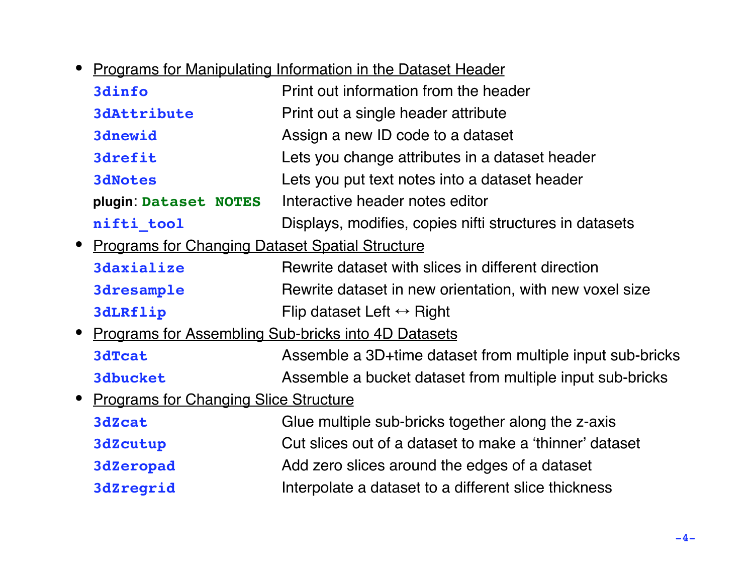- <u>Programs for Manipulating Information in the Dataset Header</u>

| | |
|---|---|
| **3dinfo** | Print out information from the header |
| **3dAttribute** | Print out a single header attribute |
| **3dnewid** | Assign a new ID code to a dataset |
| **3drefit** | Lets you change attributes in a dataset header |
| **3dNotes** | Lets you put text notes into a dataset header |
| **plugin**: **Dataset NOTES** | Interactive header notes editor |
| **nifti_tool** | Displays, modifies, copies nifti structures in datasets |

- <u>Programs for Changing Dataset Spatial Structure</u>

| | |
|---|---|
| **3daxialize** | Rewrite dataset with slices in different direction |
| **3dresample** | Rewrite dataset in new orientation, with new voxel size |
| **3dLRflip** | Flip dataset Left ↔ Right |

- <u>Programs for Assembling Sub-bricks into 4D Datasets</u>

| | |
|---|---|
| **3dTcat** | Assemble a 3D+time dataset from multiple input sub-bricks |
| **3dbucket** | Assemble a bucket dataset from multiple input sub-bricks |

- <u>Programs for Changing Slice Structure</u>

| | |
|---|---|
| **3dZcat** | Glue multiple sub-bricks together along the z-axis |
| **3dZcutup** | Cut slices out of a dataset to make a 'thinner' dataset |
| **3dZeropad** | Add zero slices around the edges of a dataset |
| **3dZregrid** | Interpolate a dataset to a different slice thickness |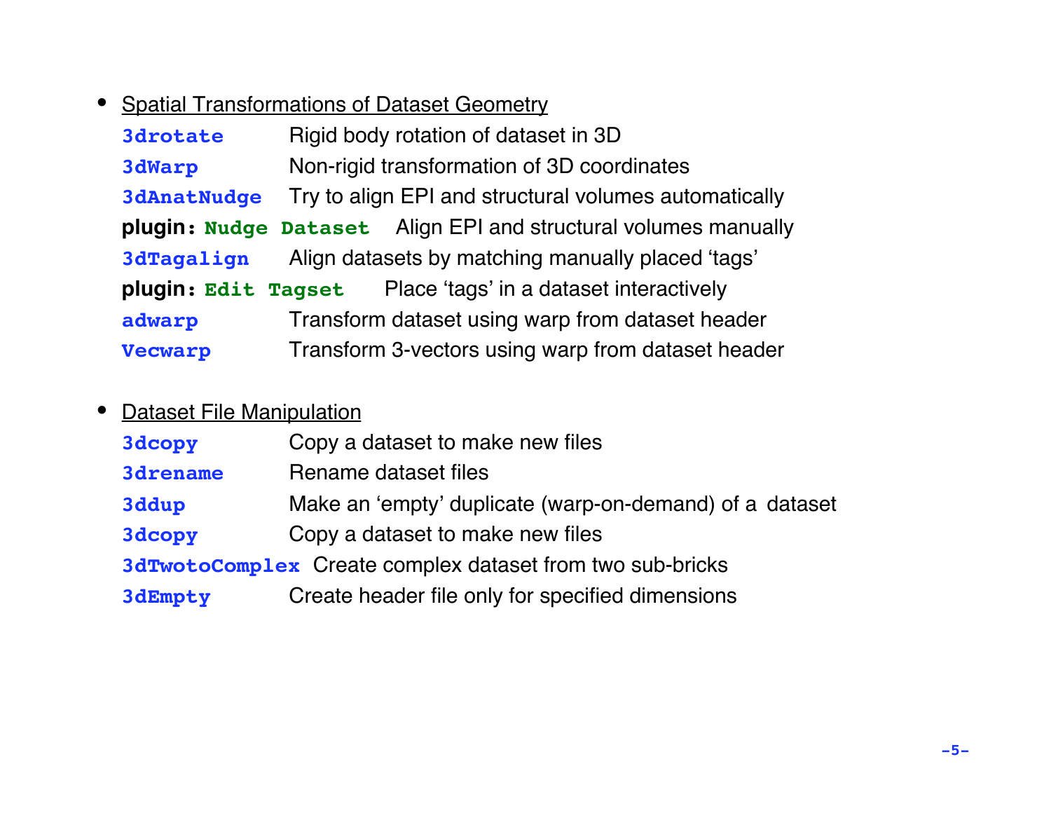- <u>Spatial Transformations of Dataset Geometry</u>

  **3drotate** Rigid body rotation of dataset in 3D
  **3dWarp** Non-rigid transformation of 3D coordinates
  **3dAnatNudge** Try to align EPI and structural volumes automatically
  **plugin: Nudge Dataset** Align EPI and structural volumes manually
  **3dTagalign** Align datasets by matching manually placed 'tags'
  **plugin: Edit Tagset** Place 'tags' in a dataset interactively
  **adwarp** Transform dataset using warp from dataset header
  **Vecwarp** Transform 3-vectors using warp from dataset header

- <u>Dataset File Manipulation</u>

  **3dcopy** Copy a dataset to make new files
  **3drename** Rename dataset files
  **3ddup** Make an 'empty' duplicate (warp-on-demand) of a dataset
  **3dcopy** Copy a dataset to make new files
  **3dTwotoComplex** Create complex dataset from two sub-bricks
  **3dEmpty** Create header file only for specified dimensions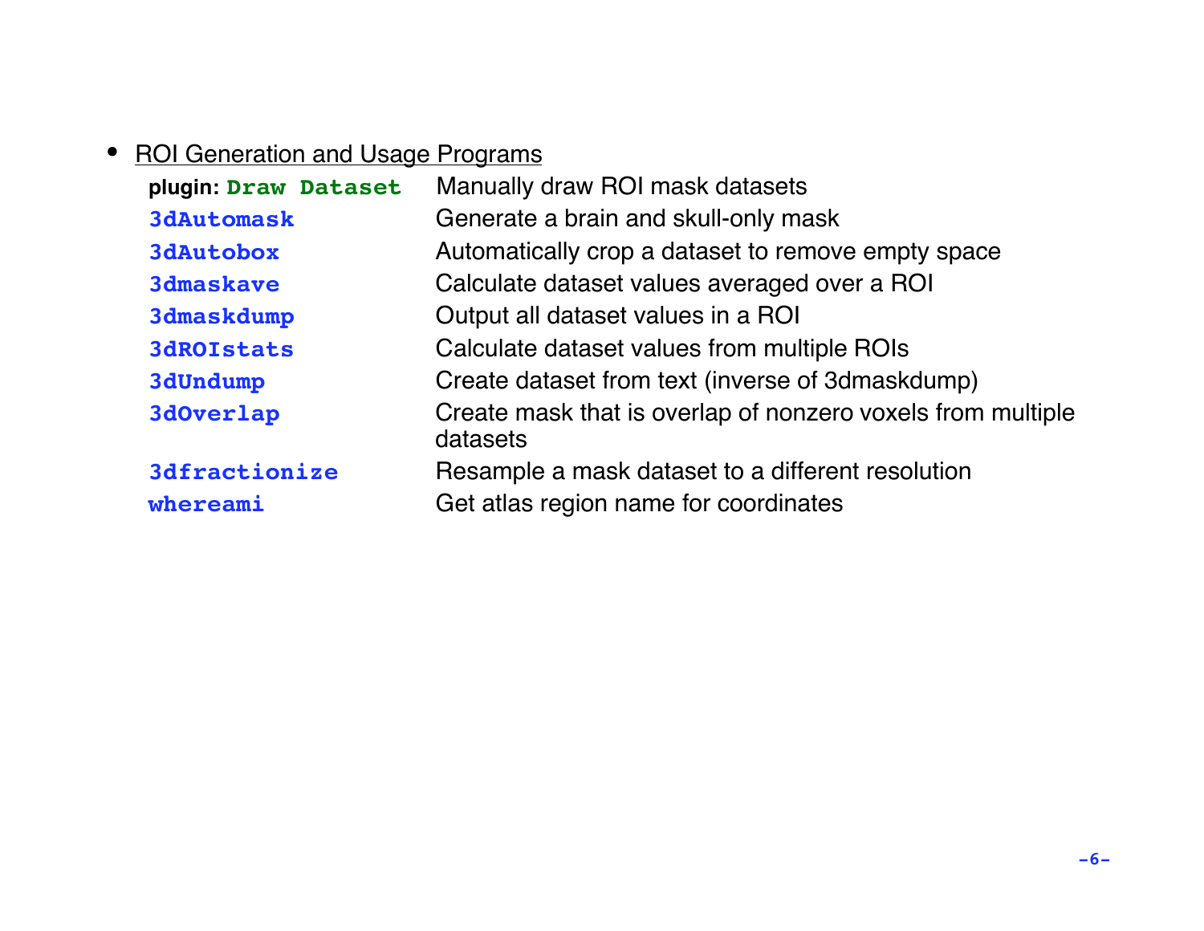- <u>ROI Generation and Usage Programs</u>

| | |
|---|---|
| **plugin: `Draw Dataset`** | Manually draw ROI mask datasets |
| **`3dAutomask`** | Generate a brain and skull-only mask |
| **`3dAutobox`** | Automatically crop a dataset to remove empty space |
| **`3dmaskave`** | Calculate dataset values averaged over a ROI |
| **`3dmaskdump`** | Output all dataset values in a ROI |
| **`3dROIstats`** | Calculate dataset values from multiple ROIs |
| **`3dUndump`** | Create dataset from text (inverse of 3dmaskdump) |
| **`3dOverlap`** | Create mask that is overlap of nonzero voxels from multiple datasets |
| **`3dfractionize`** | Resample a mask dataset to a different resolution |
| **`whereami`** | Get atlas region name for coordinates |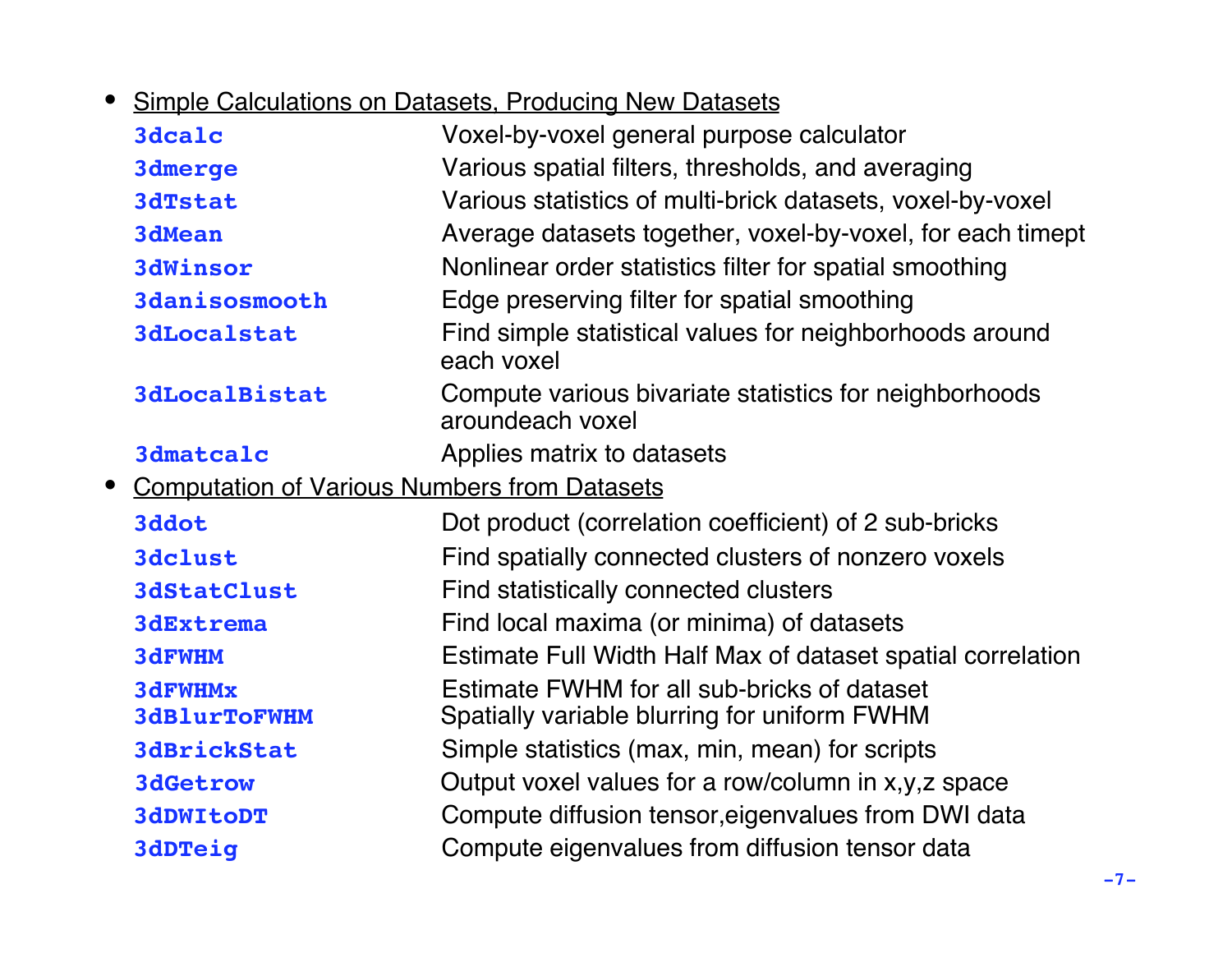- Simple Calculations on Datasets, Producing New Datasets

| | |
|---|---|
| **3dcalc** | Voxel-by-voxel general purpose calculator |
| **3dmerge** | Various spatial filters, thresholds, and averaging |
| **3dTstat** | Various statistics of multi-brick datasets, voxel-by-voxel |
| **3dMean** | Average datasets together, voxel-by-voxel, for each timept |
| **3dWinsor** | Nonlinear order statistics filter for spatial smoothing |
| **3danisosmooth** | Edge preserving filter for spatial smoothing |
| **3dLocalstat** | Find simple statistical values for neighborhoods around each voxel |
| **3dLocalBistat** | Compute various bivariate statistics for neighborhoods aroundeach voxel |
| **3dmatcalc** | Applies matrix to datasets |

- Computation of Various Numbers from Datasets

| | |
|---|---|
| **3ddot** | Dot product (correlation coefficient) of 2 sub-bricks |
| **3dclust** | Find spatially connected clusters of nonzero voxels |
| **3dStatClust** | Find statistically connected clusters |
| **3dExtrema** | Find local maxima (or minima) of datasets |
| **3dFWHM** | Estimate Full Width Half Max of dataset spatial correlation |
| **3dFWHMx** | Estimate FWHM for all sub-bricks of dataset |
| **3dBlurToFWHM** | Spatially variable blurring for uniform FWHM |
| **3dBrickStat** | Simple statistics (max, min, mean) for scripts |
| **3dGetrow** | Output voxel values for a row/column in x,y,z space |
| **3dDWItoDT** | Compute diffusion tensor,eigenvalues from DWI data |
| **3dDTeig** | Compute eigenvalues from diffusion tensor data |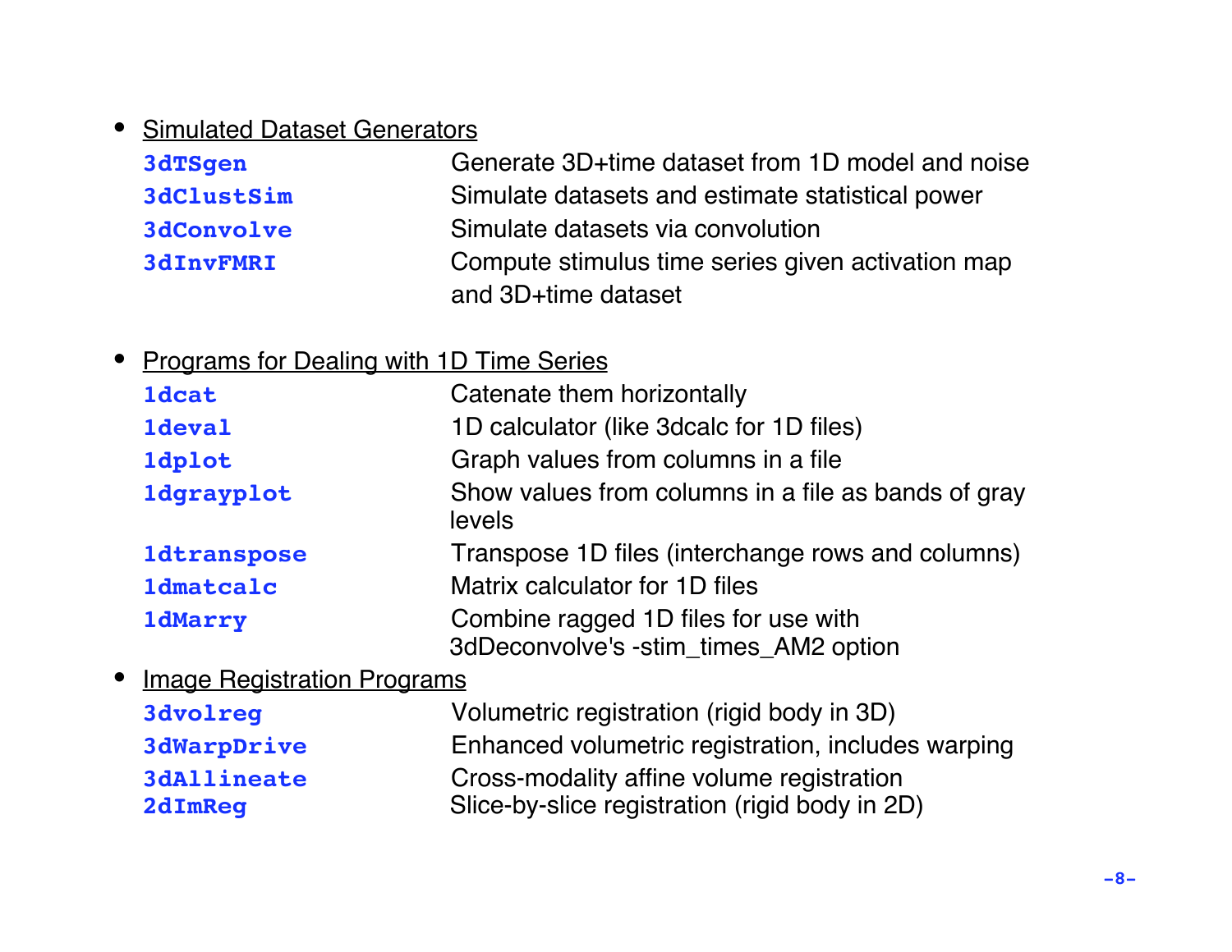- <u>Simulated Dataset Generators</u>

| | |
|---|---|
| **3dTSgen** | Generate 3D+time dataset from 1D model and noise |
| **3dClustSim** | Simulate datasets and estimate statistical power |
| **3dConvolve** | Simulate datasets via convolution |
| **3dInvFMRI** | Compute stimulus time series given activation map and 3D+time dataset |

- <u>Programs for Dealing with 1D Time Series</u>

| | |
|---|---|
| **1dcat** | Catenate them horizontally |
| **1deval** | 1D calculator (like 3dcalc for 1D files) |
| **1dplot** | Graph values from columns in a file |
| **1dgrayplot** | Show values from columns in a file as bands of gray levels |
| **1dtranspose** | Transpose 1D files (interchange rows and columns) |
| **1dmatcalc** | Matrix calculator for 1D files |
| **1dMarry** | Combine ragged 1D files for use with 3dDeconvolve's -stim_times_AM2 option |

- <u>Image Registration Programs</u>

| | |
|---|---|
| **3dvolreg** | Volumetric registration (rigid body in 3D) |
| **3dWarpDrive** | Enhanced volumetric registration, includes warping |
| **3dAllineate** | Cross-modality affine volume registration |
| **2dImReg** | Slice-by-slice registration (rigid body in 2D) |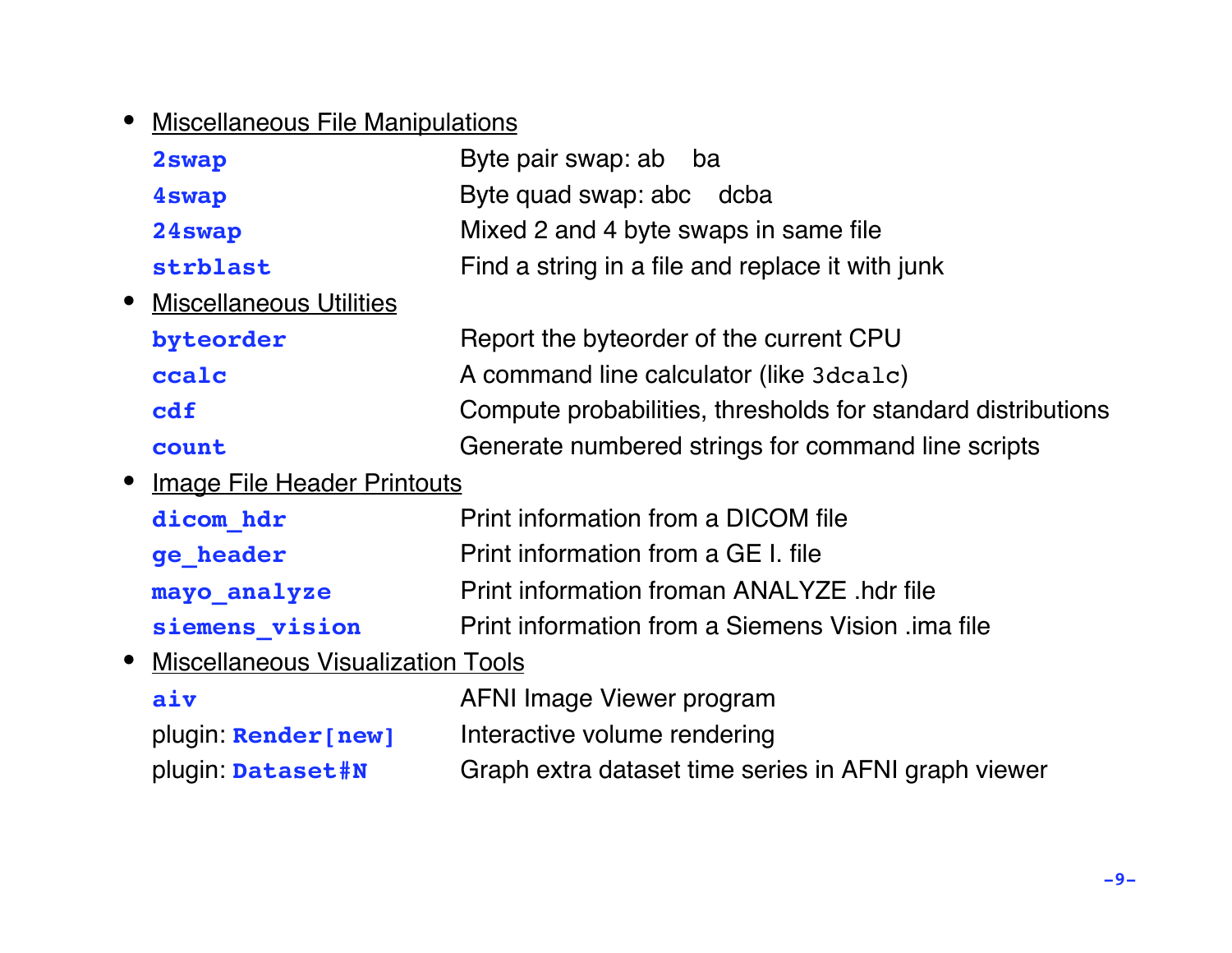- <u>Miscellaneous File Manipulations</u>

| | |
|---|---|
| **`2swap`** | Byte pair swap: ab ba |
| **`4swap`** | Byte quad swap: abc dcba |
| **`24swap`** | Mixed 2 and 4 byte swaps in same file |
| **`strblast`** | Find a string in a file and replace it with junk |

- <u>Miscellaneous Utilities</u>

| | |
|---|---|
| **`byteorder`** | Report the byteorder of the current CPU |
| **`ccalc`** | A command line calculator (like `3dcalc`) |
| **`cdf`** | Compute probabilities, thresholds for standard distributions |
| **`count`** | Generate numbered strings for command line scripts |

- <u>Image File Header Printouts</u>

| | |
|---|---|
| **`dicom_hdr`** | Print information from a DICOM file |
| **`ge_header`** | Print information from a GE I. file |
| **`mayo_analyze`** | Print information froman ANALYZE .hdr file |
| **`siemens_vision`** | Print information from a Siemens Vision .ima file |

- <u>Miscellaneous Visualization Tools</u>

| | |
|---|---|
| **`aiv`** | AFNI Image Viewer program |
| plugin: **`Render[new]`** | Interactive volume rendering |
| plugin: **`Dataset#N`** | Graph extra dataset time series in AFNI graph viewer |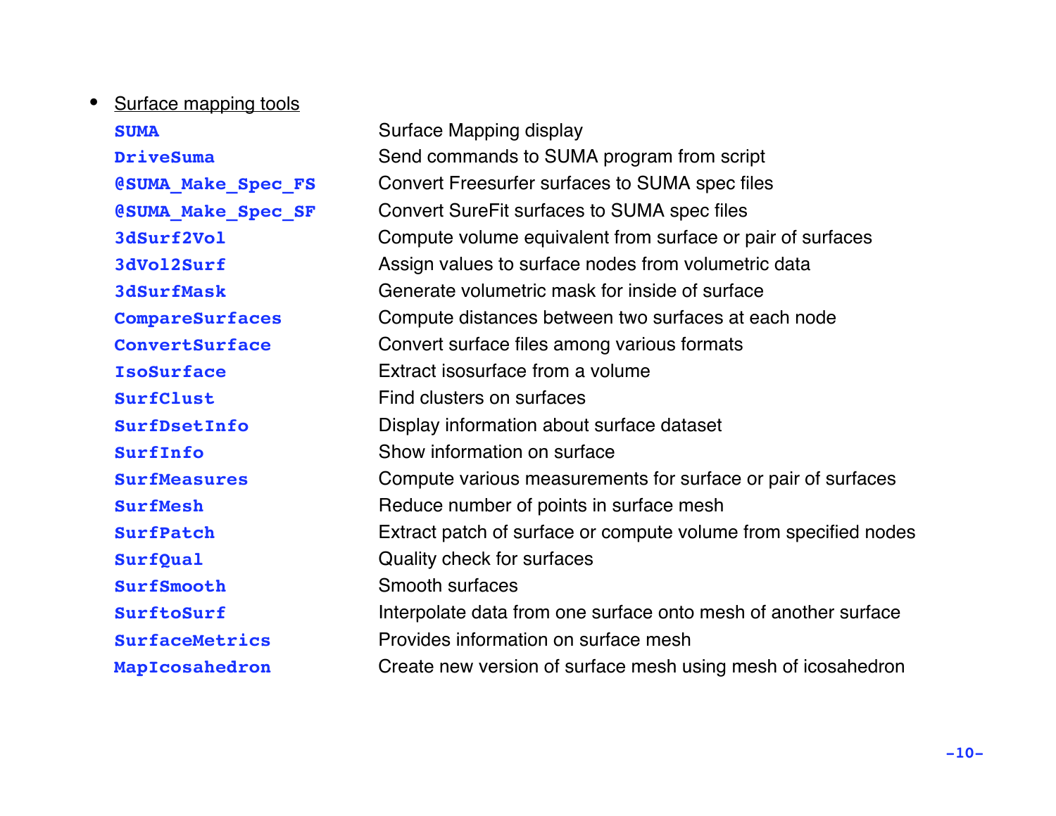- Surface mapping tools

| | |
|---|---|
| **SUMA** | Surface Mapping display |
| **DriveSuma** | Send commands to SUMA program from script |
| **@SUMA_Make_Spec_FS** | Convert Freesurfer surfaces to SUMA spec files |
| **@SUMA_Make_Spec_SF** | Convert SureFit surfaces to SUMA spec files |
| **3dSurf2Vol** | Compute volume equivalent from surface or pair of surfaces |
| **3dVol2Surf** | Assign values to surface nodes from volumetric data |
| **3dSurfMask** | Generate volumetric mask for inside of surface |
| **CompareSurfaces** | Compute distances between two surfaces at each node |
| **ConvertSurface** | Convert surface files among various formats |
| **IsoSurface** | Extract isosurface from a volume |
| **SurfClust** | Find clusters on surfaces |
| **SurfDsetInfo** | Display information about surface dataset |
| **SurfInfo** | Show information on surface |
| **SurfMeasures** | Compute various measurements for surface or pair of surfaces |
| **SurfMesh** | Reduce number of points in surface mesh |
| **SurfPatch** | Extract patch of surface or compute volume from specified nodes |
| **SurfQual** | Quality check for surfaces |
| **SurfSmooth** | Smooth surfaces |
| **SurftoSurf** | Interpolate data from one surface onto mesh of another surface |
| **SurfaceMetrics** | Provides information on surface mesh |
| **MapIcosahedron** | Create new version of surface mesh using mesh of icosahedron |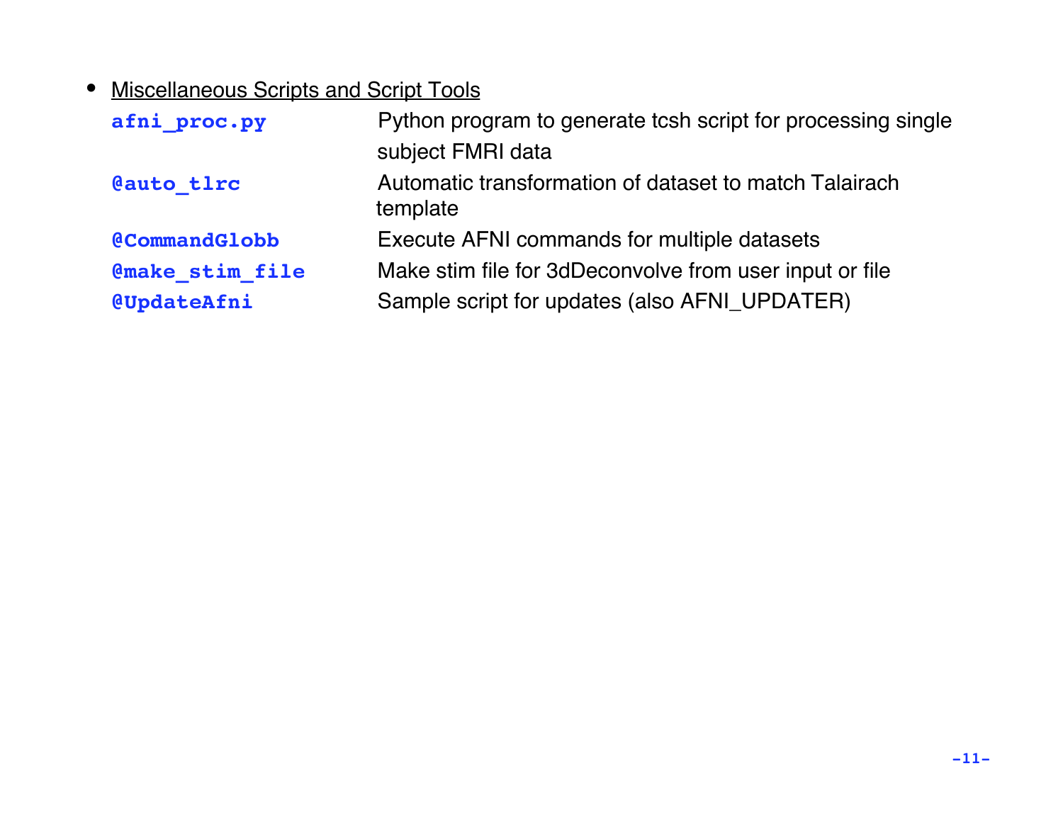- <u>Miscellaneous Scripts and Script Tools</u>

| | |
|---|---|
| **afni_proc.py** | Python program to generate tcsh script for processing single subject FMRI data |
| **@auto_tlrc** | Automatic transformation of dataset to match Talairach template |
| **@CommandGlobb** | Execute AFNI commands for multiple datasets |
| **@make_stim_file** | Make stim file for 3dDeconvolve from user input or file |
| **@UpdateAfni** | Sample script for updates (also AFNI_UPDATER) |